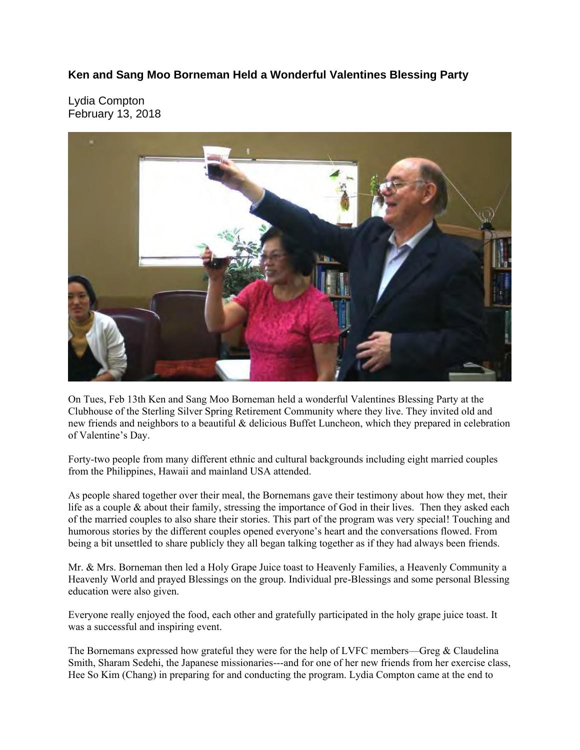### Ken and Sang Moo Borneman Held a Wonderful Valentines Blessing Party

Lydia Compton
February 13, 2018

On Tues, Feb 13th Ken and Sang Moo Borneman held a wonderful Valentines Blessing Party at the Clubhouse of the Sterling Silver Spring Retirement Community where they live. They invited old and new friends and neighbors to a beautiful & delicious Buffet Luncheon, which they prepared in celebration of Valentine's Day.

Forty-two people from many different ethnic and cultural backgrounds including eight married couples from the Philippines, Hawaii and mainland USA attended.

As people shared together over their meal, the Bornemans gave their testimony about how they met, their life as a couple & about their family, stressing the importance of God in their lives. Then they asked each of the married couples to also share their stories. This part of the program was very special! Touching and humorous stories by the different couples opened everyone's heart and the conversations flowed. From being a bit unsettled to share publicly they all began talking together as if they had always been friends.

Mr. & Mrs. Borneman then led a Holy Grape Juice toast to Heavenly Families, a Heavenly Community a Heavenly World and prayed Blessings on the group. Individual pre-Blessings and some personal Blessing education were also given.

Everyone really enjoyed the food, each other and gratefully participated in the holy grape juice toast. It was a successful and inspiring event.

The Bornemans expressed how grateful they were for the help of LVFC members—Greg & Claudelina Smith, Sharam Sedehi, the Japanese missionaries---and for one of her new friends from her exercise class, Hee So Kim (Chang) in preparing for and conducting the program. Lydia Compton came at the end to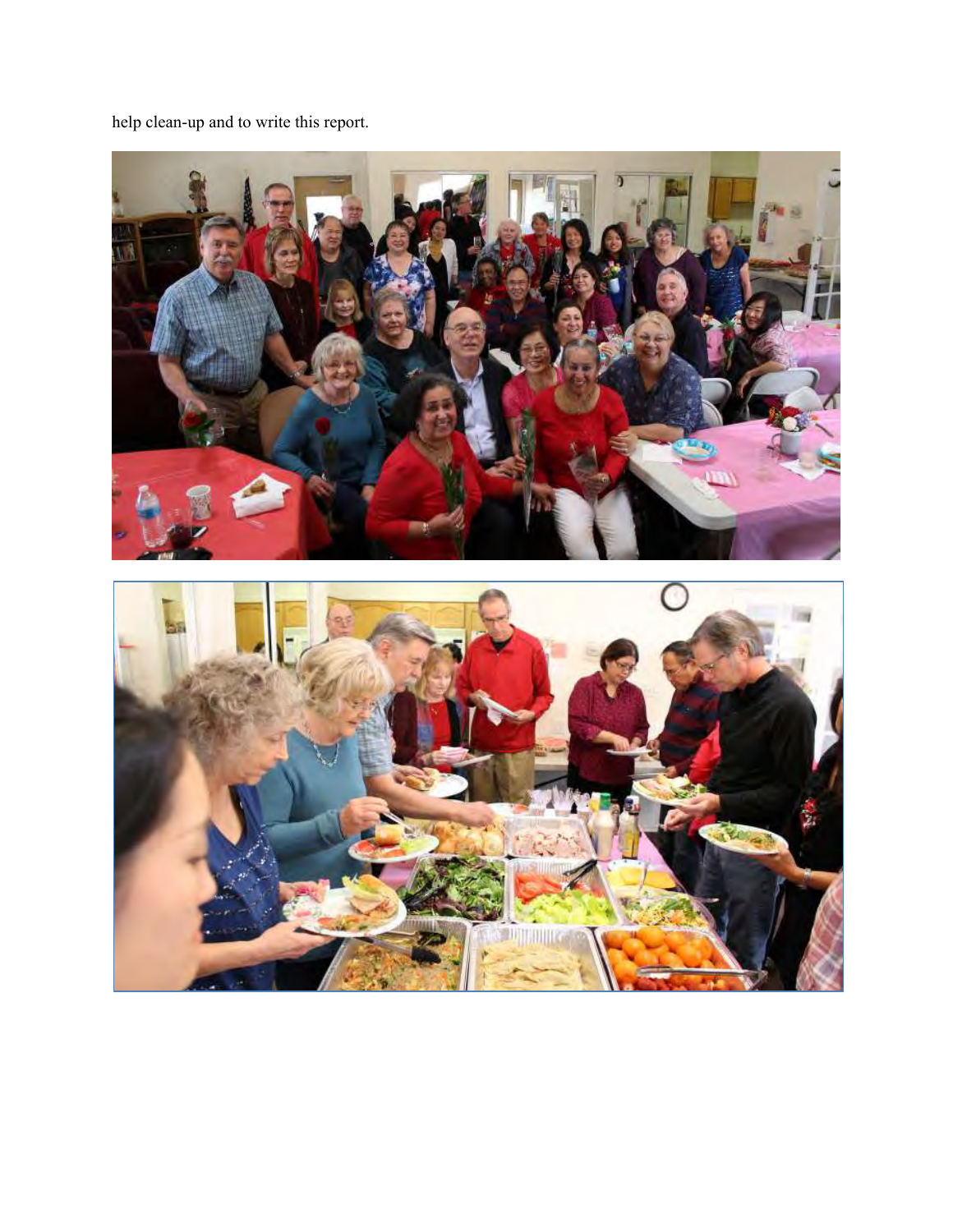help clean-up and to write this report.